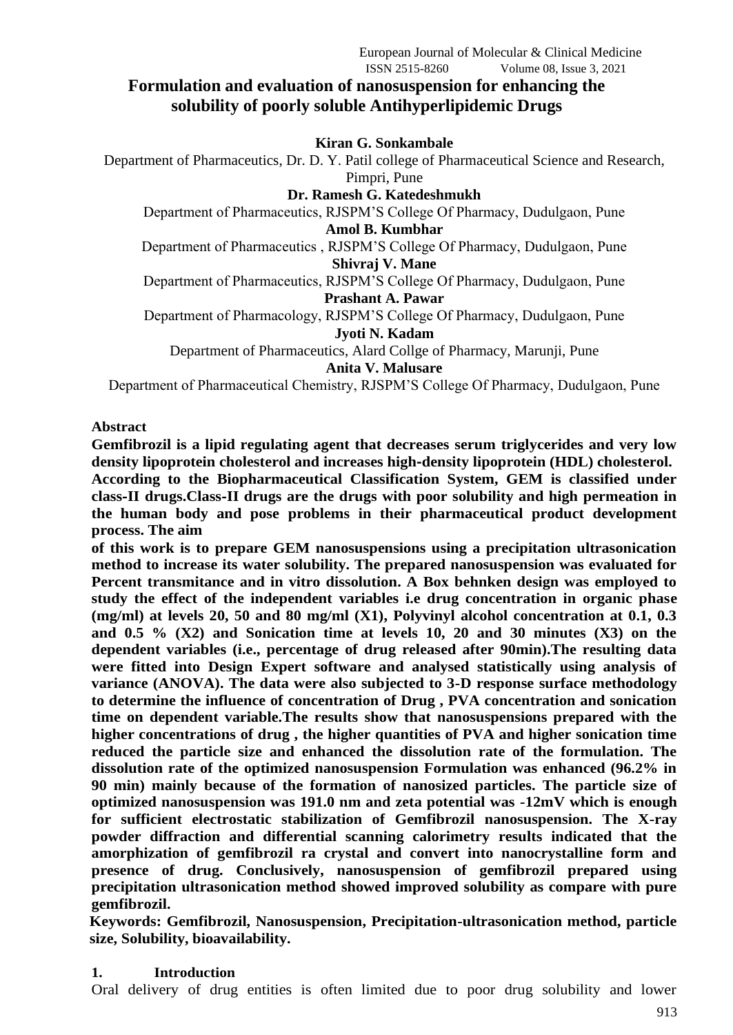# Formulation and evaluation of nanosuspension for enhancing the solubility of poorly soluble Antihyperlipidemic Drugs

**Kiran G. Sonkambale**

Department of Pharmaceutics, Dr. D. Y. Patil college of Pharmaceutical Science and Research, Pimpri, Pune

**Dr. Ramesh G. Katedeshmukh**

Department of Pharmaceutics, RJSPM'S College Of Pharmacy, Dudulgaon, Pune

**Amol B. Kumbhar**

Department of Pharmaceutics , RJSPM'S College Of Pharmacy, Dudulgaon, Pune

**Shivraj V. Mane**

Department of Pharmaceutics, RJSPM'S College Of Pharmacy, Dudulgaon, Pune

**Prashant A. Pawar**

Department of Pharmacology, RJSPM'S College Of Pharmacy, Dudulgaon, Pune

**Jyoti N. Kadam**

Department of Pharmaceutics, Alard Collge of Pharmacy, Marunji, Pune

**Anita V. Malusare**

Department of Pharmaceutical Chemistry, RJSPM'S College Of Pharmacy, Dudulgaon, Pune

**Abstract**

**Gemfibrozil is a lipid regulating agent that decreases serum triglycerides and very low density lipoprotein cholesterol and increases high-density lipoprotein (HDL) cholesterol. According to the Biopharmaceutical Classification System, GEM is classified under class-II drugs.Class-II drugs are the drugs with poor solubility and high permeation in the human body and pose problems in their pharmaceutical product development process. The aim of this work is to prepare GEM nanosuspensions using a precipitation ultrasonication method to increase its water solubility. The prepared nanosuspension was evaluated for Percent transmitance and in vitro dissolution. A Box behnken design was employed to study the effect of the independent variables i.e drug concentration in organic phase (mg/ml) at levels 20, 50 and 80 mg/ml (X1), Polyvinyl alcohol concentration at 0.1, 0.3 and 0.5 % (X2) and Sonication time at levels 10, 20 and 30 minutes (X3) on the dependent variables (i.e., percentage of drug released after 90min).The resulting data were fitted into Design Expert software and analysed statistically using analysis of variance (ANOVA). The data were also subjected to 3-D response surface methodology to determine the influence of concentration of Drug , PVA concentration and sonication time on dependent variable.The results show that nanosuspensions prepared with the higher concentrations of drug , the higher quantities of PVA and higher sonication time reduced the particle size and enhanced the dissolution rate of the formulation. The dissolution rate of the optimized nanosuspension Formulation was enhanced (96.2% in 90 min) mainly because of the formation of nanosized particles. The particle size of optimized nanosuspension was 191.0 nm and zeta potential was -12mV which is enough for sufficient electrostatic stabilization of Gemfibrozil nanosuspension. The X-ray powder diffraction and differential scanning calorimetry results indicated that the amorphization of gemfibrozil ra crystal and convert into nanocrystalline form and presence of drug. Conclusively, nanosuspension of gemfibrozil prepared using precipitation ultrasonication method showed improved solubility as compare with pure gemfibrozil.**

**Keywords: Gemfibrozil, Nanosuspension, Precipitation-ultrasonication method, particle size, Solubility, bioavailability.**

## 1. Introduction

Oral delivery of drug entities is often limited due to poor drug solubility and lower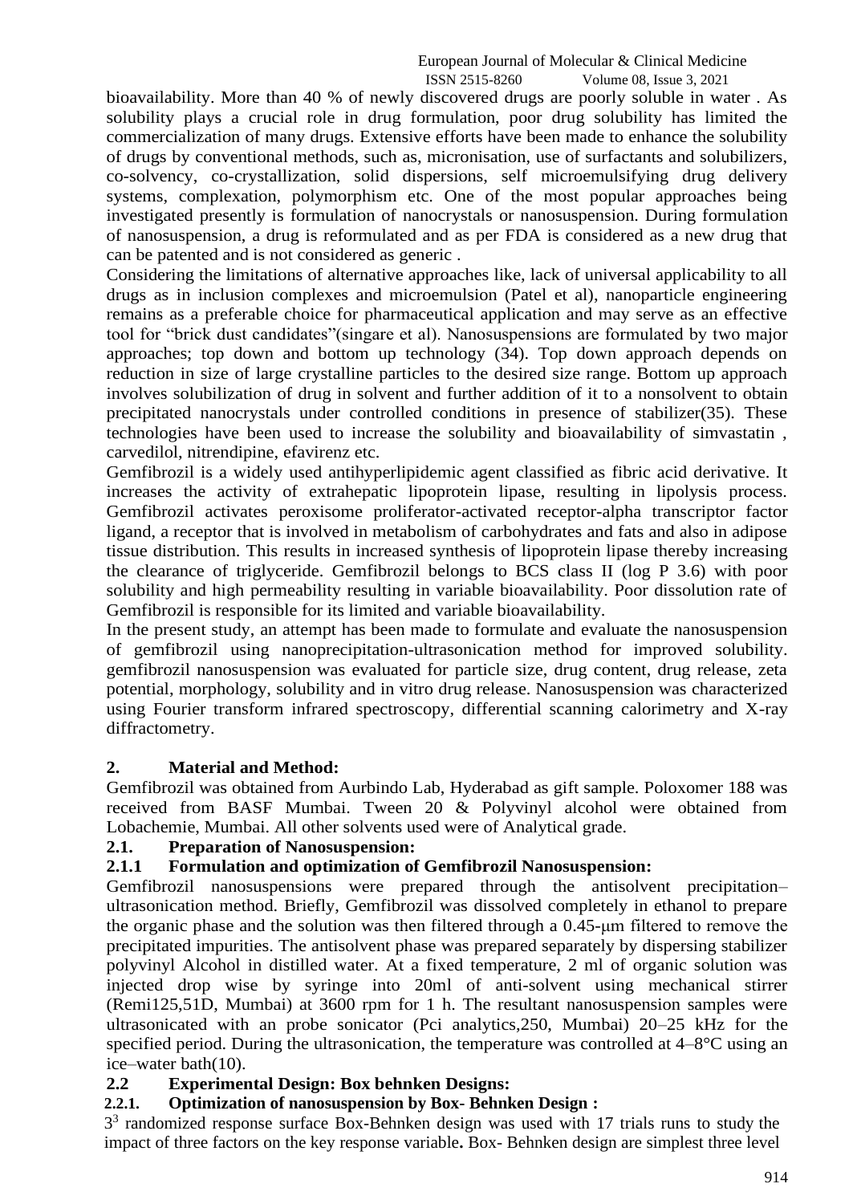bioavailability. More than 40 % of newly discovered drugs are poorly soluble in water . As solubility plays a crucial role in drug formulation, poor drug solubility has limited the commercialization of many drugs. Extensive efforts have been made to enhance the solubility of drugs by conventional methods, such as, micronisation, use of surfactants and solubilizers, co-solvency, co-crystallization, solid dispersions, self microemulsifying drug delivery systems, complexation, polymorphism etc. One of the most popular approaches being investigated presently is formulation of nanocrystals or nanosuspension. During formulation of nanosuspension, a drug is reformulated and as per FDA is considered as a new drug that can be patented and is not considered as generic .

Considering the limitations of alternative approaches like, lack of universal applicability to all drugs as in inclusion complexes and microemulsion (Patel et al), nanoparticle engineering remains as a preferable choice for pharmaceutical application and may serve as an effective tool for "brick dust candidates"(singare et al). Nanosuspensions are formulated by two major approaches; top down and bottom up technology (34). Top down approach depends on reduction in size of large crystalline particles to the desired size range. Bottom up approach involves solubilization of drug in solvent and further addition of it to a nonsolvent to obtain precipitated nanocrystals under controlled conditions in presence of stabilizer(35). These technologies have been used to increase the solubility and bioavailability of simvastatin , carvedilol, nitrendipine, efavirenz etc.

Gemfibrozil is a widely used antihyperlipidemic agent classified as fibric acid derivative. It increases the activity of extrahepatic lipoprotein lipase, resulting in lipolysis process. Gemfibrozil activates peroxisome proliferator-activated receptor-alpha transcriptor factor ligand, a receptor that is involved in metabolism of carbohydrates and fats and also in adipose tissue distribution. This results in increased synthesis of lipoprotein lipase thereby increasing the clearance of triglyceride. Gemfibrozil belongs to BCS class II (log P 3.6) with poor solubility and high permeability resulting in variable bioavailability. Poor dissolution rate of Gemfibrozil is responsible for its limited and variable bioavailability.

In the present study, an attempt has been made to formulate and evaluate the nanosuspension of gemfibrozil using nanoprecipitation-ultrasonication method for improved solubility. gemfibrozil nanosuspension was evaluated for particle size, drug content, drug release, zeta potential, morphology, solubility and in vitro drug release. Nanosuspension was characterized using Fourier transform infrared spectroscopy, differential scanning calorimetry and X-ray diffractometry.

## 2. Material and Method:

Gemfibrozil was obtained from Aurbindo Lab, Hyderabad as gift sample. Poloxomer 188 was received from BASF Mumbai. Tween 20 & Polyvinyl alcohol were obtained from Lobachemie, Mumbai. All other solvents used were of Analytical grade.

### 2.1. Preparation of Nanosuspension:

#### 2.1.1 Formulation and optimization of Gemfibrozil Nanosuspension:

Gemfibrozil nanosuspensions were prepared through the antisolvent precipitation–ultrasonication method. Briefly, Gemfibrozil was dissolved completely in ethanol to prepare the organic phase and the solution was then filtered through a 0.45-μm filtered to remove the precipitated impurities. The antisolvent phase was prepared separately by dispersing stabilizer polyvinyl Alcohol in distilled water. At a fixed temperature, 2 ml of organic solution was injected drop wise by syringe into 20ml of anti-solvent using mechanical stirrer (Remi125,51D, Mumbai) at 3600 rpm for 1 h. The resultant nanosuspension samples were ultrasonicated with an probe sonicator (Pci analytics,250, Mumbai) 20–25 kHz for the specified period. During the ultrasonication, the temperature was controlled at 4–8°C using an ice–water bath(10).

### 2.2 Experimental Design: Box behnken Designs:

#### 2.2.1. Optimization of nanosuspension by Box- Behnken Design :

$3^3$ randomized response surface Box-Behnken design was used with 17 trials runs to study the impact of three factors on the key response variable**.** Box- Behnken design are simplest three level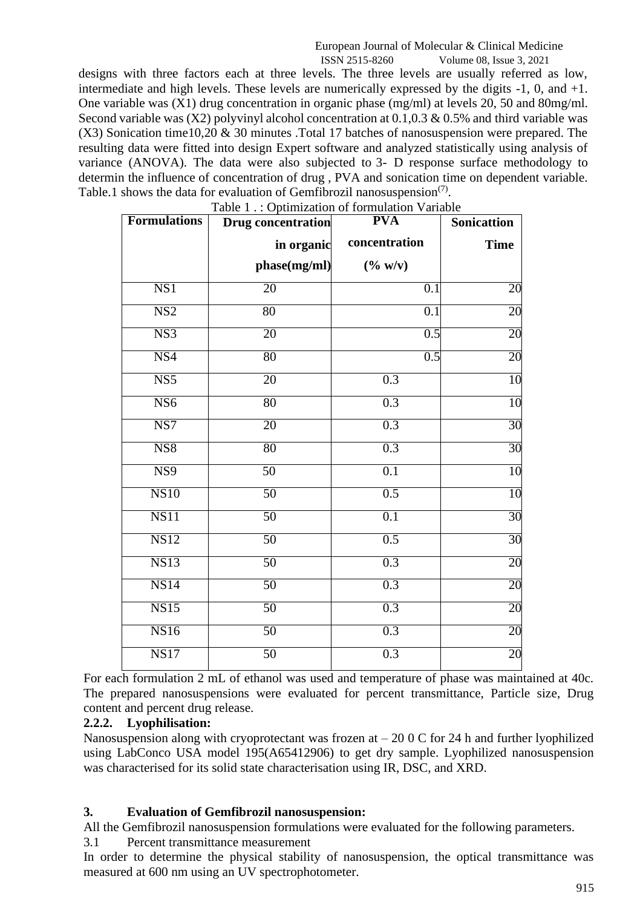designs with three factors each at three levels. The three levels are usually referred as low, intermediate and high levels. These levels are numerically expressed by the digits -1, 0, and +1. One variable was (X1) drug concentration in organic phase (mg/ml) at levels 20, 50 and 80mg/ml. Second variable was (X2) polyvinyl alcohol concentration at 0.1,0.3 & 0.5% and third variable was (X3) Sonication time10,20 & 30 minutes .Total 17 batches of nanosuspension were prepared. The resulting data were fitted into design Expert software and analyzed statistically using analysis of variance (ANOVA). The data were also subjected to 3- D response surface methodology to determin the influence of concentration of drug , PVA and sonication time on dependent variable. Table.1 shows the data for evaluation of Gemfibrozil nanosuspension[7].

Table 1 . : Optimization of formulation Variable

| Formulations | Drug concentration in organic phase(mg/ml) | PVA concentration (% w/v) | Sonicattion Time |
|---|---|---|---|
| NS1 | 20 | 0.1 | 20 |
| NS2 | 80 | 0.1 | 20 |
| NS3 | 20 | 0.5 | 20 |
| NS4 | 80 | 0.5 | 20 |
| NS5 | 20 | 0.3 | 10 |
| NS6 | 80 | 0.3 | 10 |
| NS7 | 20 | 0.3 | 30 |
| NS8 | 80 | 0.3 | 30 |
| NS9 | 50 | 0.1 | 10 |
| NS10 | 50 | 0.5 | 10 |
| NS11 | 50 | 0.1 | 30 |
| NS12 | 50 | 0.5 | 30 |
| NS13 | 50 | 0.3 | 20 |
| NS14 | 50 | 0.3 | 20 |
| NS15 | 50 | 0.3 | 20 |
| NS16 | 50 | 0.3 | 20 |
| NS17 | 50 | 0.3 | 20 |

For each formulation 2 mL of ethanol was used and temperature of phase was maintained at 40c. The prepared nanosuspensions were evaluated for percent transmittance, Particle size, Drug content and percent drug release.

**2.2.2. Lyophilisation:**

Nanosuspension along with cryoprotectant was frozen at – 20 0 C for 24 h and further lyophilized using LabConco USA model 195(A65412906) to get dry sample. Lyophilized nanosuspension was characterised for its solid state characterisation using IR, DSC, and XRD.

## 3. Evaluation of Gemfibrozil nanosuspension:

All the Gemfibrozil nanosuspension formulations were evaluated for the following parameters.

3.1 Percent transmittance measurement

In order to determine the physical stability of nanosuspension, the optical transmittance was measured at 600 nm using an UV spectrophotometer.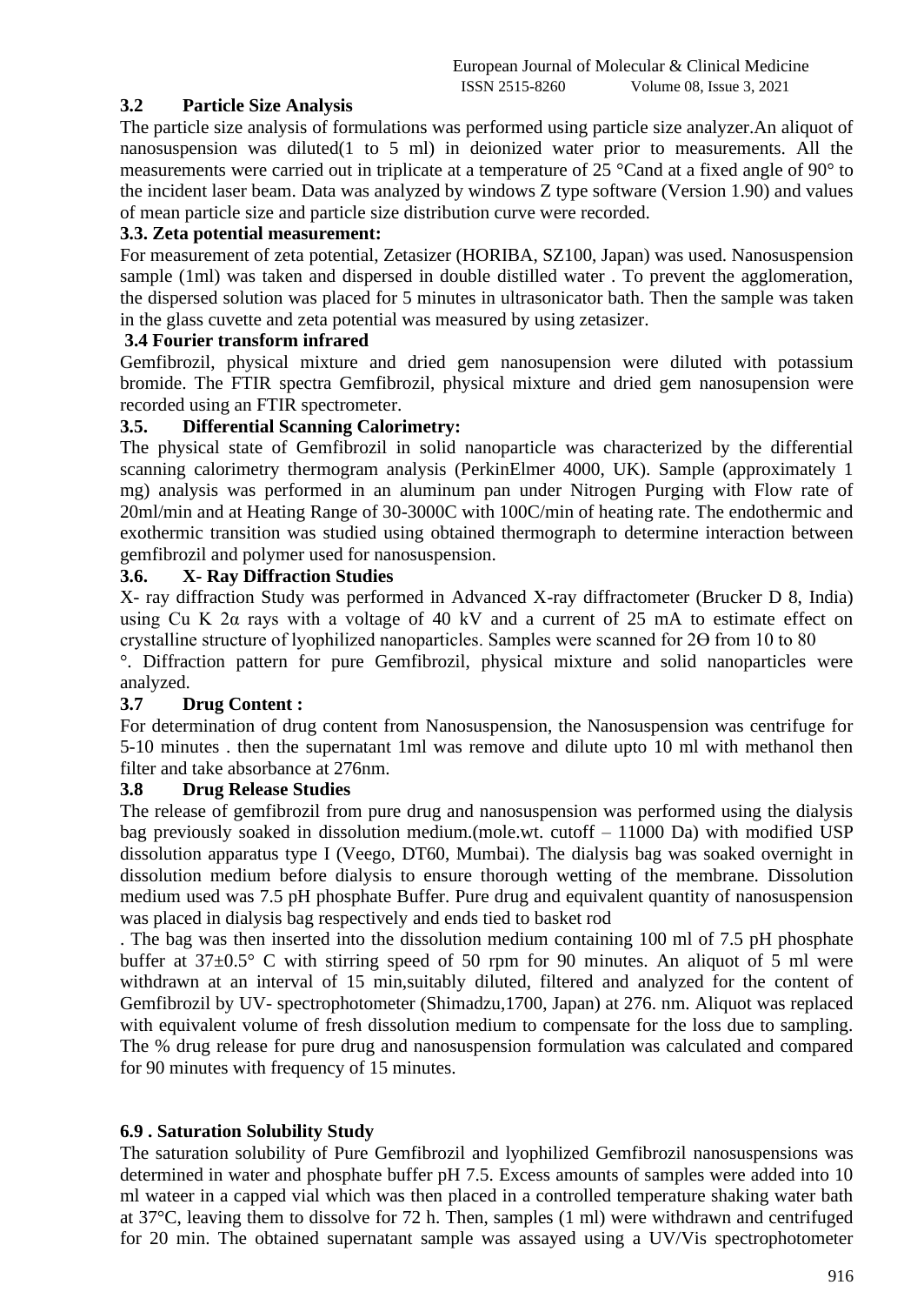### 3.2 Particle Size Analysis

The particle size analysis of formulations was performed using particle size analyzer.An aliquot of nanosuspension was diluted(1 to 5 ml) in deionized water prior to measurements. All the measurements were carried out in triplicate at a temperature of 25 °Cand at a fixed angle of 90° to the incident laser beam. Data was analyzed by windows Z type software (Version 1.90) and values of mean particle size and particle size distribution curve were recorded.

### 3.3. Zeta potential measurement:

For measurement of zeta potential, Zetasizer (HORIBA, SZ100, Japan) was used. Nanosuspension sample (1ml) was taken and dispersed in double distilled water . To prevent the agglomeration, the dispersed solution was placed for 5 minutes in ultrasonicator bath. Then the sample was taken in the glass cuvette and zeta potential was measured by using zetasizer.

### 3.4 Fourier transform infrared

Gemfibrozil, physical mixture and dried gem nanosupension were diluted with potassium bromide. The FTIR spectra Gemfibrozil, physical mixture and dried gem nanosupension were recorded using an FTIR spectrometer.

### 3.5. Differential Scanning Calorimetry:

The physical state of Gemfibrozil in solid nanoparticle was characterized by the differential scanning calorimetry thermogram analysis (PerkinElmer 4000, UK). Sample (approximately 1 mg) analysis was performed in an aluminum pan under Nitrogen Purging with Flow rate of 20ml/min and at Heating Range of 30-3000C with 100C/min of heating rate. The endothermic and exothermic transition was studied using obtained thermograph to determine interaction between gemfibrozil and polymer used for nanosuspension.

### 3.6. X- Ray Diffraction Studies

X- ray diffraction Study was performed in Advanced X-ray diffractometer (Brucker D 8, India) using Cu K 2α rays with a voltage of 40 kV and a current of 25 mA to estimate effect on crystalline structure of lyophilized nanoparticles. Samples were scanned for 2Ɵ from 10 to 80 °. Diffraction pattern for pure Gemfibrozil, physical mixture and solid nanoparticles were analyzed.

### 3.7 Drug Content :

For determination of drug content from Nanosuspension, the Nanosuspension was centrifuge for 5-10 minutes . then the supernatant 1ml was remove and dilute upto 10 ml with methanol then filter and take absorbance at 276nm.

### 3.8 Drug Release Studies

The release of gemfibrozil from pure drug and nanosuspension was performed using the dialysis bag previously soaked in dissolution medium.(mole.wt. cutoff – 11000 Da) with modified USP dissolution apparatus type I (Veego, DT60, Mumbai). The dialysis bag was soaked overnight in dissolution medium before dialysis to ensure thorough wetting of the membrane. Dissolution medium used was 7.5 pH phosphate Buffer. Pure drug and equivalent quantity of nanosuspension was placed in dialysis bag respectively and ends tied to basket rod. The bag was then inserted into the dissolution medium containing 100 ml of 7.5 pH phosphate buffer at 37±0.5° C with stirring speed of 50 rpm for 90 minutes. An aliquot of 5 ml were withdrawn at an interval of 15 min,suitably diluted, filtered and analyzed for the content of Gemfibrozil by UV- spectrophotometer (Shimadzu,1700, Japan) at 276. nm. Aliquot was replaced with equivalent volume of fresh dissolution medium to compensate for the loss due to sampling. The % drug release for pure drug and nanosuspension formulation was calculated and compared for 90 minutes with frequency of 15 minutes.

### 6.9 . Saturation Solubility Study

The saturation solubility of Pure Gemfibrozil and lyophilized Gemfibrozil nanosuspensions was determined in water and phosphate buffer pH 7.5. Excess amounts of samples were added into 10 ml wateer in a capped vial which was then placed in a controlled temperature shaking water bath at 37°C, leaving them to dissolve for 72 h. Then, samples (1 ml) were withdrawn and centrifuged for 20 min. The obtained supernatant sample was assayed using a UV/Vis spectrophotometer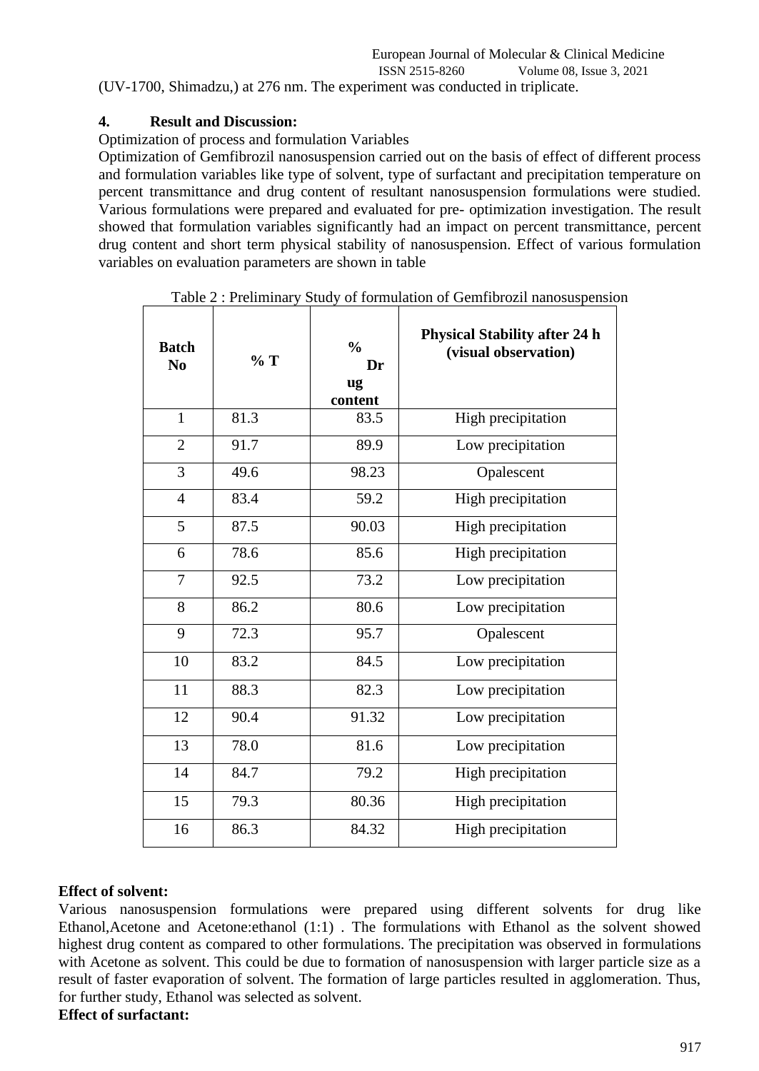(UV-1700, Shimadzu,) at 276 nm. The experiment was conducted in triplicate.

## 4. Result and Discussion:

Optimization of process and formulation Variables

Optimization of Gemfibrozil nanosuspension carried out on the basis of effect of different process and formulation variables like type of solvent, type of surfactant and precipitation temperature on percent transmittance and drug content of resultant nanosuspension formulations were studied. Various formulations were prepared and evaluated for pre- optimization investigation. The result showed that formulation variables significantly had an impact on percent transmittance, percent drug content and short term physical stability of nanosuspension. Effect of various formulation variables on evaluation parameters are shown in table

Table 2 : Preliminary Study of formulation of Gemfibrozil nanosuspension

| Batch No | % T | % Drug content | Physical Stability after 24 h (visual observation) |
|---|---|---|---|
| 1 | 81.3 | 83.5 | High precipitation |
| 2 | 91.7 | 89.9 | Low precipitation |
| 3 | 49.6 | 98.23 | Opalescent |
| 4 | 83.4 | 59.2 | High precipitation |
| 5 | 87.5 | 90.03 | High precipitation |
| 6 | 78.6 | 85.6 | High precipitation |
| 7 | 92.5 | 73.2 | Low precipitation |
| 8 | 86.2 | 80.6 | Low precipitation |
| 9 | 72.3 | 95.7 | Opalescent |
| 10 | 83.2 | 84.5 | Low precipitation |
| 11 | 88.3 | 82.3 | Low precipitation |
| 12 | 90.4 | 91.32 | Low precipitation |
| 13 | 78.0 | 81.6 | Low precipitation |
| 14 | 84.7 | 79.2 | High precipitation |
| 15 | 79.3 | 80.36 | High precipitation |
| 16 | 86.3 | 84.32 | High precipitation |

**Effect of solvent:**

Various nanosuspension formulations were prepared using different solvents for drug like Ethanol,Acetone and Acetone:ethanol (1:1) . The formulations with Ethanol as the solvent showed highest drug content as compared to other formulations. The precipitation was observed in formulations with Acetone as solvent. This could be due to formation of nanosuspension with larger particle size as a result of faster evaporation of solvent. The formation of large particles resulted in agglomeration. Thus, for further study, Ethanol was selected as solvent.

**Effect of surfactant:**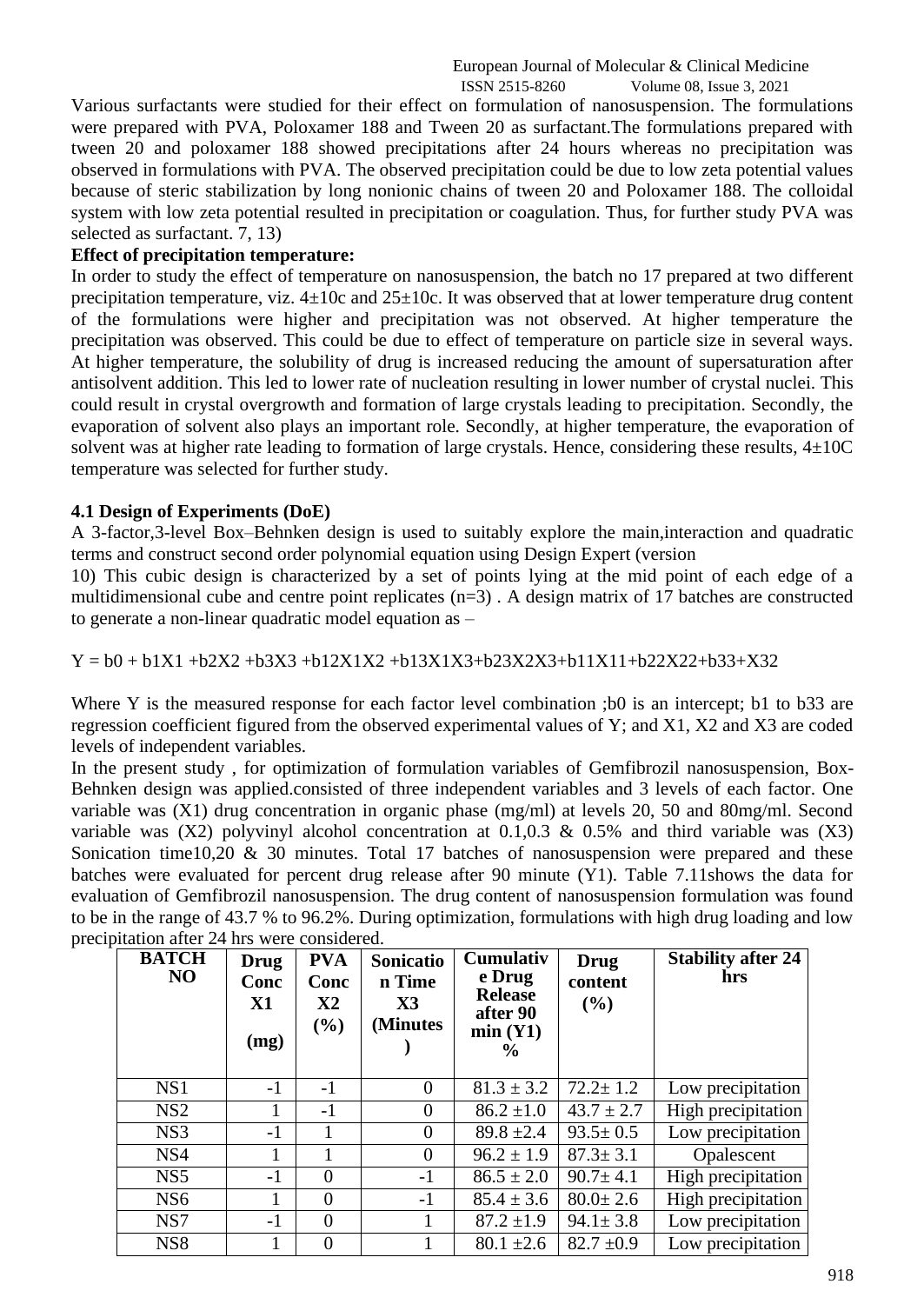Various surfactants were studied for their effect on formulation of nanosuspension. The formulations were prepared with PVA, Poloxamer 188 and Tween 20 as surfactant.The formulations prepared with tween 20 and poloxamer 188 showed precipitations after 24 hours whereas no precipitation was observed in formulations with PVA. The observed precipitation could be due to low zeta potential values because of steric stabilization by long nonionic chains of tween 20 and Poloxamer 188. The colloidal system with low zeta potential resulted in precipitation or coagulation. Thus, for further study PVA was selected as surfactant. 7, 13)

**Effect of precipitation temperature:**

In order to study the effect of temperature on nanosuspension, the batch no 17 prepared at two different precipitation temperature, viz. 4±10c and 25±10c. It was observed that at lower temperature drug content of the formulations were higher and precipitation was not observed. At higher temperature the precipitation was observed. This could be due to effect of temperature on particle size in several ways. At higher temperature, the solubility of drug is increased reducing the amount of supersaturation after antisolvent addition. This led to lower rate of nucleation resulting in lower number of crystal nuclei. This could result in crystal overgrowth and formation of large crystals leading to precipitation. Secondly, the evaporation of solvent also plays an important role. Secondly, at higher temperature, the evaporation of solvent was at higher rate leading to formation of large crystals. Hence, considering these results, 4±10C temperature was selected for further study.

### 4.1 Design of Experiments (DoE)

A 3-factor,3-level Box–Behnken design is used to suitably explore the main,interaction and quadratic terms and construct second order polynomial equation using Design Expert (version 10) This cubic design is characterized by a set of points lying at the mid point of each edge of a multidimensional cube and centre point replicates (n=3) . A design matrix of 17 batches are constructed to generate a non-linear quadratic model equation as –

$$Y = b0 + b1X1 + b2X2 + b3X3 + b12X1X2 + b13X1X3 + b23X2X3 + b11X11 + b22X22 + b33 + X32$$

Where Y is the measured response for each factor level combination ;b0 is an intercept; b1 to b33 are regression coefficient figured from the observed experimental values of Y; and X1, X2 and X3 are coded levels of independent variables.

In the present study , for optimization of formulation variables of Gemfibrozil nanosuspension, Box-Behnken design was applied.consisted of three independent variables and 3 levels of each factor. One variable was (X1) drug concentration in organic phase (mg/ml) at levels 20, 50 and 80mg/ml. Second variable was (X2) polyvinyl alcohol concentration at 0.1,0.3 & 0.5% and third variable was (X3) Sonication time10,20 & 30 minutes. Total 17 batches of nanosuspension were prepared and these batches were evaluated for percent drug release after 90 minute (Y1). Table 7.11shows the data for evaluation of Gemfibrozil nanosuspension. The drug content of nanosuspension formulation was found to be in the range of 43.7 % to 96.2%. During optimization, formulations with high drug loading and low precipitation after 24 hrs were considered.

| BATCH NO | Drug Conc X1 (mg) | PVA Conc X2 (%) | Sonication Time X3 (Minutes) | Cumulative Drug Release after 90 min (Y1) % | Drug content (%) | Stability after 24 hrs |
|---|---|---|---|---|---|---|
| NS1 | -1 | -1 | 0 | 81.3 ± 3.2 | 72.2± 1.2 | Low precipitation |
| NS2 | 1 | -1 | 0 | 86.2 ±1.0 | 43.7 ± 2.7 | High precipitation |
| NS3 | -1 | 1 | 0 | 89.8 ±2.4 | 93.5± 0.5 | Low precipitation |
| NS4 | 1 | 1 | 0 | 96.2 ± 1.9 | 87.3± 3.1 | Opalescent |
| NS5 | -1 | 0 | -1 | 86.5 ± 2.0 | 90.7± 4.1 | High precipitation |
| NS6 | 1 | 0 | -1 | 85.4 ± 3.6 | 80.0± 2.6 | High precipitation |
| NS7 | -1 | 0 | 1 | 87.2 ±1.9 | 94.1± 3.8 | Low precipitation |
| NS8 | 1 | 0 | 1 | 80.1 ±2.6 | 82.7 ±0.9 | Low precipitation |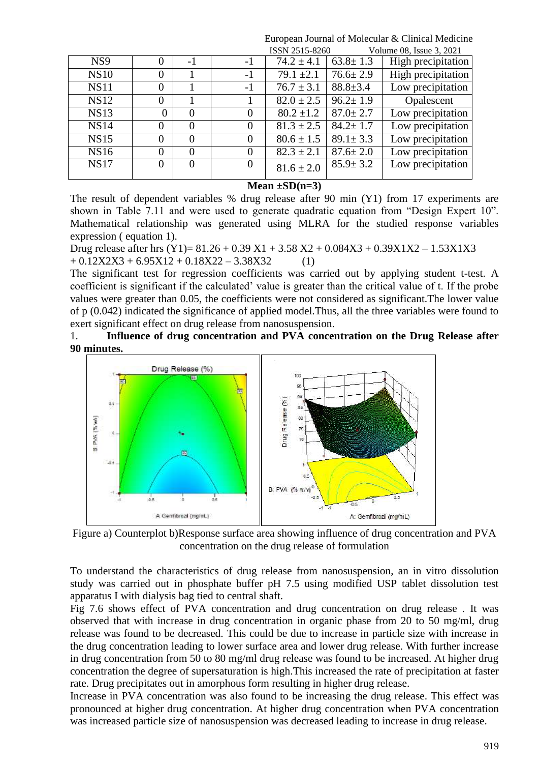| NS9 | 0 | -1 | -1 | 74.2 ± 4.1 | 63.8± 1.3 | High precipitation |
|---|---|---|---|---|---|---|
| NS10 | 0 | 1 | -1 | 79.1 ±2.1 | 76.6± 2.9 | High precipitation |
| NS11 | 0 | 1 | -1 | 76.7 ± 3.1 | 88.8±3.4 | Low precipitation |
| NS12 | 0 | 1 | 1 | 82.0 ± 2.5 | 96.2± 1.9 | Opalescent |
| NS13 | 0 | 0 | 0 | 80.2 ±1.2 | 87.0± 2.7 | Low precipitation |
| NS14 | 0 | 0 | 0 | 81.3 ± 2.5 | 84.2± 1.7 | Low precipitation |
| NS15 | 0 | 0 | 0 | 80.6 ± 1.5 | 89.1± 3.3 | Low precipitation |
| NS16 | 0 | 0 | 0 | 82.3 ± 2.1 | 87.6± 2.0 | Low precipitation |
| NS17 | 0 | 0 | 0 | 81.6 ± 2.0 | 85.9± 3.2 | Low precipitation |

**Mean ±SD(n=3)**

The result of dependent variables % drug release after 90 min (Y1) from 17 experiments are shown in Table 7.11 and were used to generate quadratic equation from "Design Expert 10". Mathematical relationship was generated using MLRA for the studied response variables expression ( equation 1).

$$\text{Drug release after hrs } (Y1)= 81.26 + 0.39 X1 + 3.58 X2 + 0.084X3 + 0.39X1X2 - 1.53X1X3 + 0.12X2X3 + 6.95X1^2 + 0.18X2^2 - 3.38X3^2 \quad (1)$$

The significant test for regression coefficients was carried out by applying student t-test. A coefficient is significant if the calculated' value is greater than the critical value of t. If the probe values were greater than 0.05, the coefficients were not considered as significant.The lower value of p (0.042) indicated the significance of applied model.Thus, all the three variables were found to exert significant effect on drug release from nanosuspension.

1. **Influence of drug concentration and PVA concentration on the Drug Release after 90 minutes.**

Figure a) Counterplot b)Response surface area showing influence of drug concentration and PVA concentration on the drug release of formulation

To understand the characteristics of drug release from nanosuspension, an in vitro dissolution study was carried out in phosphate buffer pH 7.5 using modified USP tablet dissolution test apparatus I with dialysis bag tied to central shaft.

Fig 7.6 shows effect of PVA concentration and drug concentration on drug release . It was observed that with increase in drug concentration in organic phase from 20 to 50 mg/ml, drug release was found to be decreased. This could be due to increase in particle size with increase in the drug concentration leading to lower surface area and lower drug release. With further increase in drug concentration from 50 to 80 mg/ml drug release was found to be increased. At higher drug concentration the degree of supersaturation is high.This increased the rate of precipitation at faster rate. Drug precipitates out in amorphous form resulting in higher drug release.

Increase in PVA concentration was also found to be increasing the drug release. This effect was pronounced at higher drug concentration. At higher drug concentration when PVA concentration was increased particle size of nanosuspension was decreased leading to increase in drug release.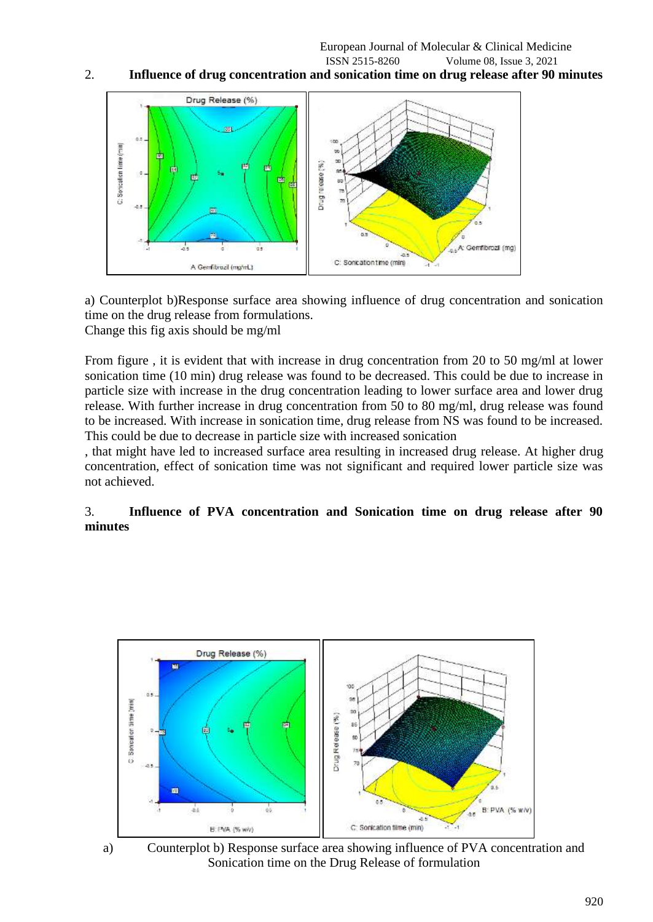2. **Influence of drug concentration and sonication time on drug release after 90 minutes**

a) Counterplot b)Response surface area showing influence of drug concentration and sonication time on the drug release from formulations.

Change this fig axis should be mg/ml

From figure , it is evident that with increase in drug concentration from 20 to 50 mg/ml at lower sonication time (10 min) drug release was found to be decreased. This could be due to increase in particle size with increase in the drug concentration leading to lower surface area and lower drug release. With further increase in drug concentration from 50 to 80 mg/ml, drug release was found to be increased. With increase in sonication time, drug release from NS was found to be increased. This could be due to decrease in particle size with increased sonication

, that might have led to increased surface area resulting in increased drug release. At higher drug concentration, effect of sonication time was not significant and required lower particle size was not achieved.

3. **Influence of PVA concentration and Sonication time on drug release after 90 minutes**

a) Counterplot b) Response surface area showing influence of PVA concentration and Sonication time on the Drug Release of formulation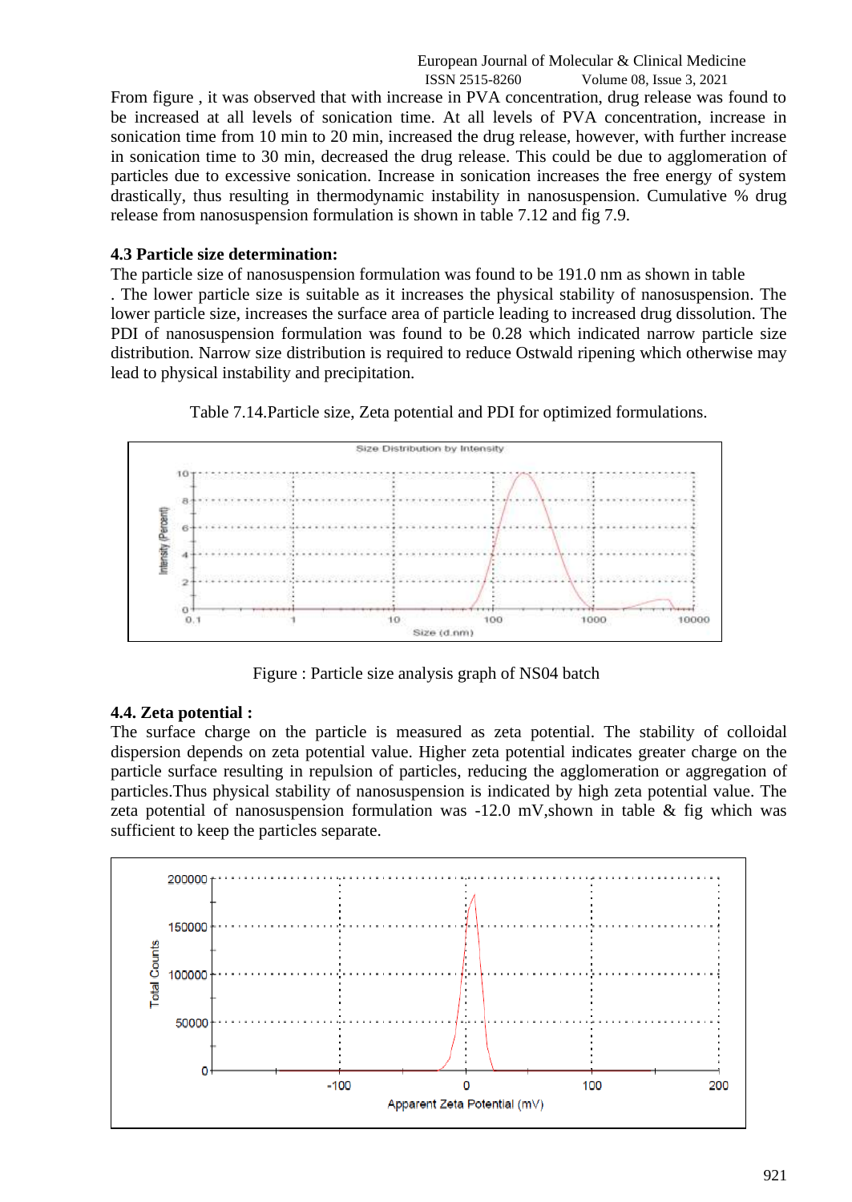From figure , it was observed that with increase in PVA concentration, drug release was found to be increased at all levels of sonication time. At all levels of PVA concentration, increase in sonication time from 10 min to 20 min, increased the drug release, however, with further increase in sonication time to 30 min, decreased the drug release. This could be due to agglomeration of particles due to excessive sonication. Increase in sonication increases the free energy of system drastically, thus resulting in thermodynamic instability in nanosuspension. Cumulative % drug release from nanosuspension formulation is shown in table 7.12 and fig 7.9.

### 4.3 Particle size determination:

The particle size of nanosuspension formulation was found to be 191.0 nm as shown in table . The lower particle size is suitable as it increases the physical stability of nanosuspension. The lower particle size, increases the surface area of particle leading to increased drug dissolution. The PDI of nanosuspension formulation was found to be 0.28 which indicated narrow particle size distribution. Narrow size distribution is required to reduce Ostwald ripening which otherwise may lead to physical instability and precipitation.

Table 7.14.Particle size, Zeta potential and PDI for optimized formulations.

Figure : Particle size analysis graph of NS04 batch

### 4.4. Zeta potential :

The surface charge on the particle is measured as zeta potential. The stability of colloidal dispersion depends on zeta potential value. Higher zeta potential indicates greater charge on the particle surface resulting in repulsion of particles, reducing the agglomeration or aggregation of particles.Thus physical stability of nanosuspension is indicated by high zeta potential value. The zeta potential of nanosuspension formulation was -12.0 mV,shown in table & fig which was sufficient to keep the particles separate.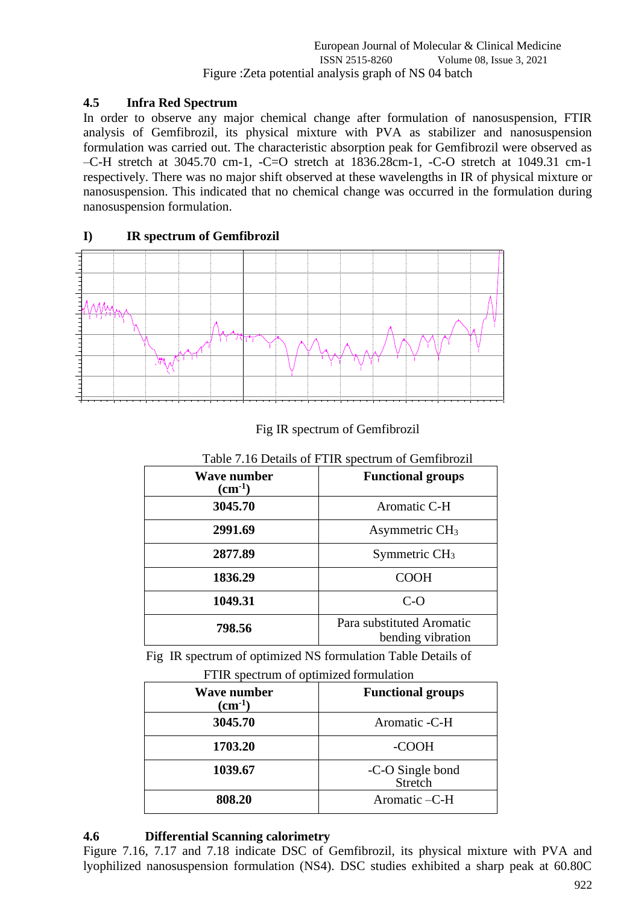Figure :Zeta potential analysis graph of NS 04 batch

### 4.5 Infra Red Spectrum

In order to observe any major chemical change after formulation of nanosuspension, FTIR analysis of Gemfibrozil, its physical mixture with PVA as stabilizer and nanosuspension formulation was carried out. The characteristic absorption peak for Gemfibrozil were observed as –C-H stretch at 3045.70 cm-1, -C=O stretch at 1836.28cm-1, -C-O stretch at 1049.31 cm-1 respectively. There was no major shift observed at these wavelengths in IR of physical mixture or nanosuspension. This indicated that no chemical change was occurred in the formulation during nanosuspension formulation.

**I) IR spectrum of Gemfibrozil**

Fig IR spectrum of Gemfibrozil

Table 7.16 Details of FTIR spectrum of Gemfibrozil

| Wave number ($cm^{-1}$) | Functional groups |
|---|---|
| **3045.70** | Aromatic C-H |
| **2991.69** | Asymmetric $CH_3$ |
| **2877.89** | Symmetric $CH_3$ |
| **1836.29** | COOH |
| **1049.31** | C-O |
| **798.56** | Para substituted Aromatic bending vibration |

Fig IR spectrum of optimized NS formulation Table Details of FTIR spectrum of optimized formulation

| Wave number ($cm^{-1}$) | Functional groups |
|---|---|
| **3045.70** | Aromatic -C-H |
| **1703.20** | -COOH |
| **1039.67** | -C-O Single bond Stretch |
| **808.20** | Aromatic –C-H |

### 4.6 Differential Scanning calorimetry

Figure 7.16, 7.17 and 7.18 indicate DSC of Gemfibrozil, its physical mixture with PVA and lyophilized nanosuspension formulation (NS4). DSC studies exhibited a sharp peak at 60.80C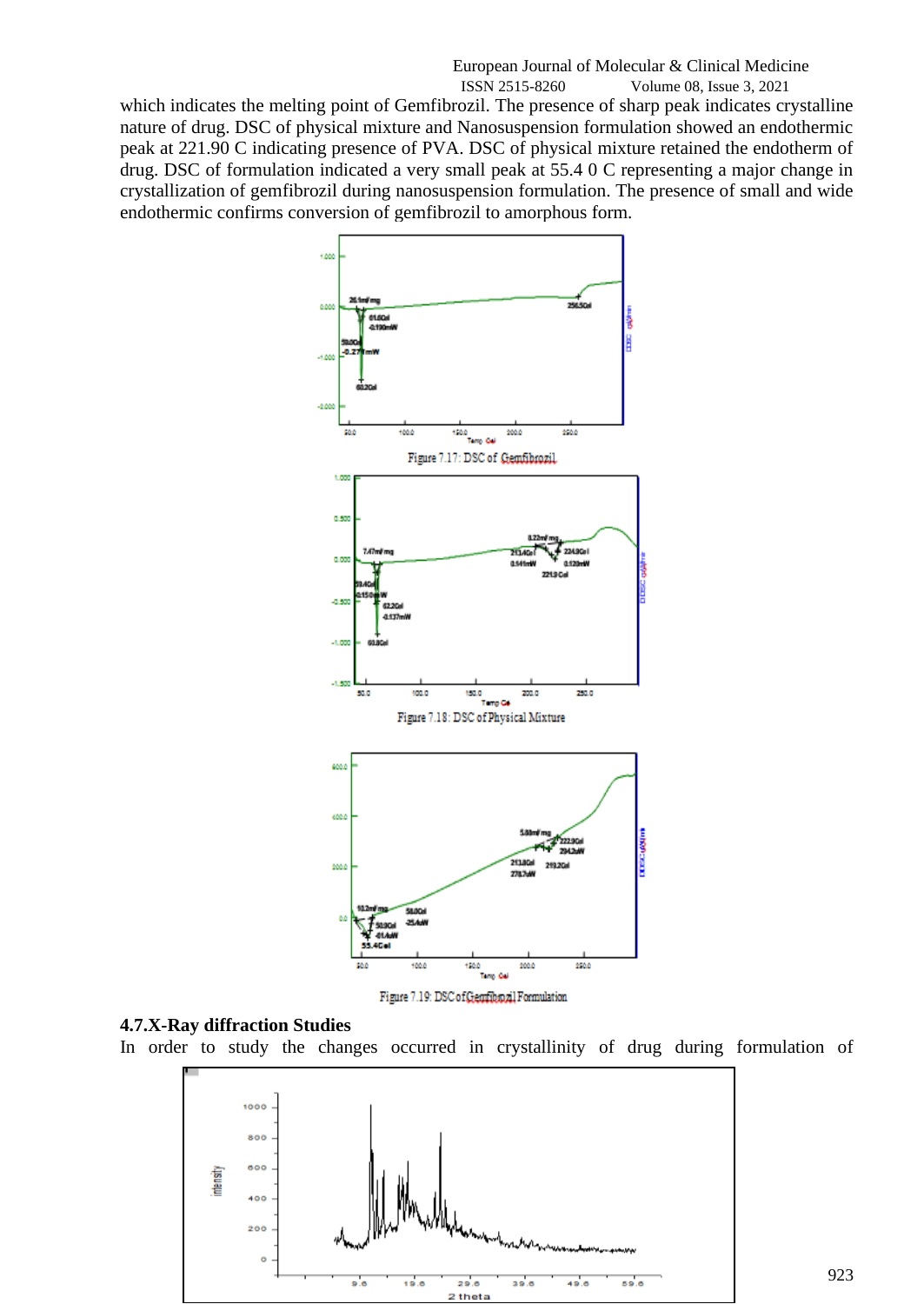which indicates the melting point of Gemfibrozil. The presence of sharp peak indicates crystalline nature of drug. DSC of physical mixture and Nanosuspension formulation showed an endothermic peak at 221.90 C indicating presence of PVA. DSC of physical mixture retained the endotherm of drug. DSC of formulation indicated a very small peak at 55.4 0 C representing a major change in crystallization of gemfibrozil during nanosuspension formulation. The presence of small and wide endothermic confirms conversion of gemfibrozil to amorphous form.

Figure 7.17: DSC of Gemfibrozil

Figure 7.18: DSC of Physical Mixture

Figure 7.19: DSC of Gemfibrozil Formulation

**4.7.X-Ray diffraction Studies**

In order to study the changes occurred in crystallinity of drug during formulation of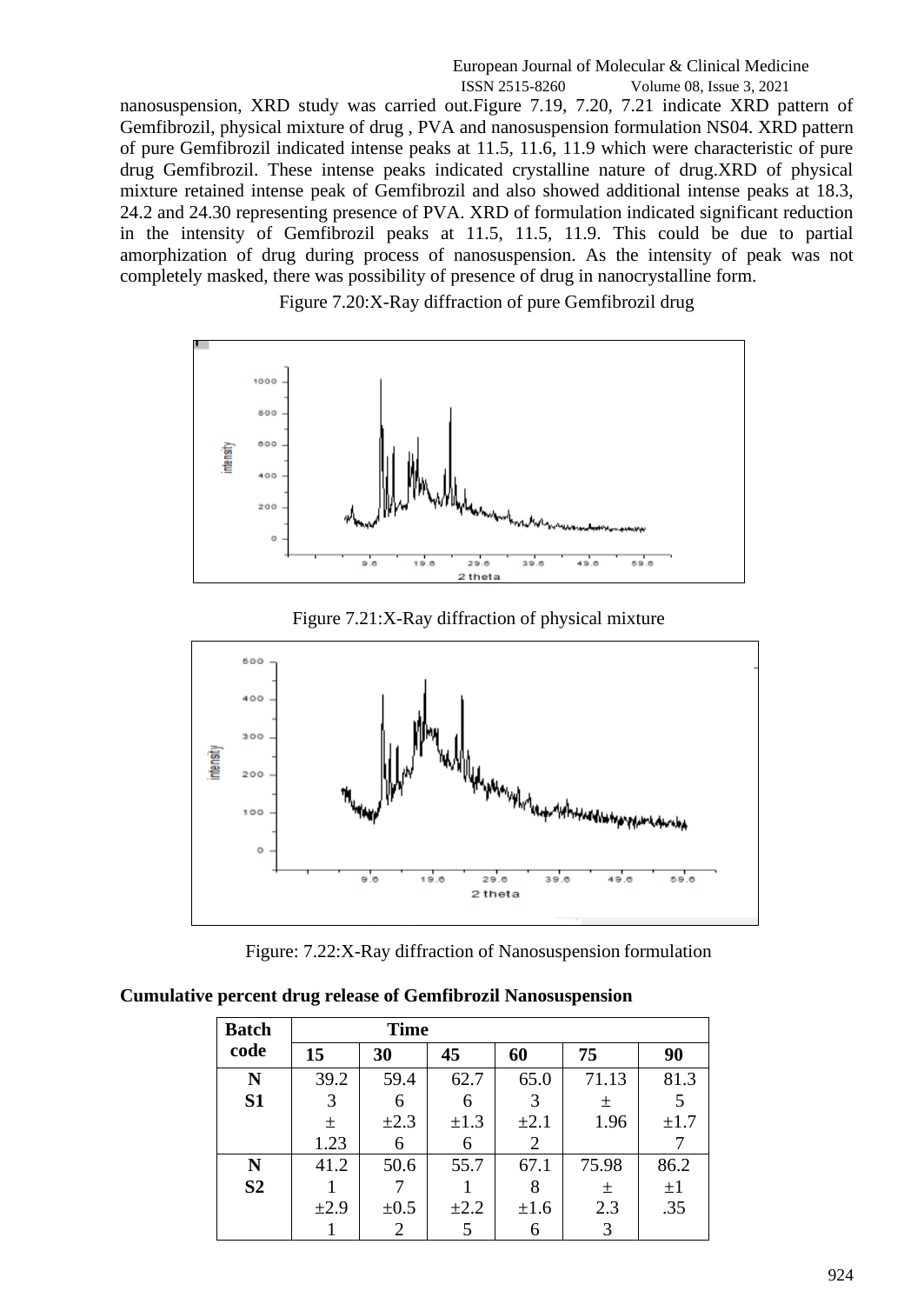nanosuspension, XRD study was carried out.Figure 7.19, 7.20, 7.21 indicate XRD pattern of Gemfibrozil, physical mixture of drug , PVA and nanosuspension formulation NS04. XRD pattern of pure Gemfibrozil indicated intense peaks at 11.5, 11.6, 11.9 which were characteristic of pure drug Gemfibrozil. These intense peaks indicated crystalline nature of drug.XRD of physical mixture retained intense peak of Gemfibrozil and also showed additional intense peaks at 18.3, 24.2 and 24.30 representing presence of PVA. XRD of formulation indicated significant reduction in the intensity of Gemfibrozil peaks at 11.5, 11.5, 11.9. This could be due to partial amorphization of drug during process of nanosuspension. As the intensity of peak was not completely masked, there was possibility of presence of drug in nanocrystalline form.

Figure 7.20:X-Ray diffraction of pure Gemfibrozil drug

Figure 7.21:X-Ray diffraction of physical mixture

Figure: 7.22:X-Ray diffraction of Nanosuspension formulation

**Cumulative percent drug release of Gemfibrozil Nanosuspension**

| Batch code | Time | | | | | |
|---|---|---|---|---|---|---|
| | 15 | 30 | 45 | 60 | 75 | 90 |
| NS1 | 39.23 ± 1.23 | 59.46 ±2.36 | 62.76 ±1.36 | 65.03 ±2.12 | 71.13 ± 1.96 | 81.35 ±1.77 |
| NS2 | 41.21 ±2.91 | 50.67 ±0.52 | 55.71 ±2.25 | 67.18 ±1.66 | 75.98 ± 2.33 | 86.2 ±1.35 |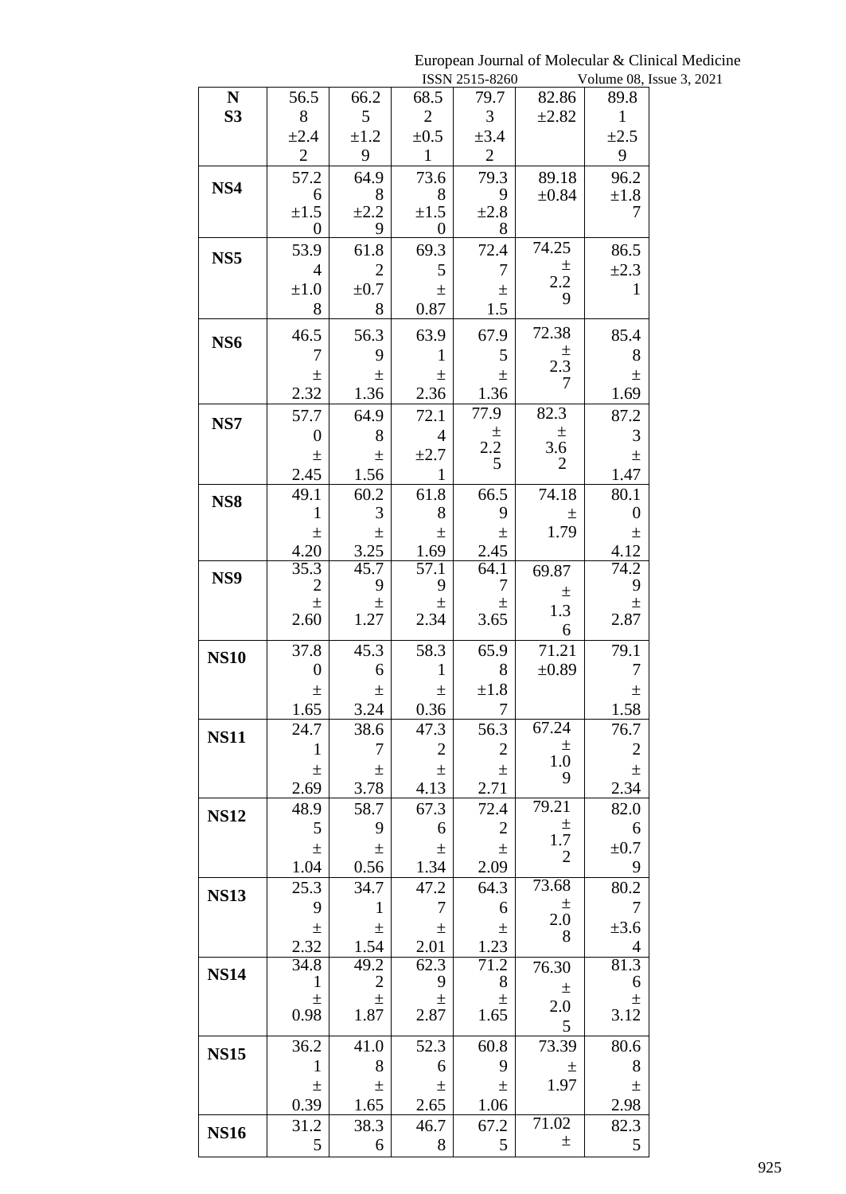| NS3 | 56.58 ±2.42 | 66.25 ±1.29 | 68.52 ±0.51 | 79.73 ±3.42 | 82.86 ±2.82 | 89.81 ±2.59 |
|---|---|---|---|---|---|---|
| NS4 | 57.26 ±1.50 | 64.98 ±2.29 | 73.68 ±1.50 | 79.39 ±2.88 | 89.18 ±0.84 | 96.2 ±1.87 |
| NS5 | 53.94 ±1.08 | 61.82 ±0.78 | 69.35 ± 0.87 | 72.47 ± 1.5 | 74.25 ± 2.29 | 86.5 ±2.31 |
| NS6 | 46.57 ± 2.32 | 56.39 ± 1.36 | 63.91 ± 2.36 | 67.95 ± 1.36 | 72.38 ± 2.37 | 85.48 ± 1.69 |
| NS7 | 57.70 ± 2.45 | 64.98 ± 1.56 | 72.14 ±2.71 | 77.9 ± 2.25 | 82.3 ± 3.62 | 87.23 ± 1.47 |
| NS8 | 49.11 ± 4.20 | 60.23 ± 3.25 | 61.88 ± 1.69 | 66.59 ± 2.45 | 74.18 ± 1.79 | 80.10 ± 4.12 |
| NS9 | 35.32 ± 2.60 | 45.79 ± 1.27 | 57.19 ± 2.34 | 64.17 ± 3.65 | 69.87 ± 1.36 | 74.29 ± 2.87 |
| NS10 | 37.80 ± 1.65 | 45.36 ± 3.24 | 58.31 ± 0.36 | 65.98 ±1.87 | 71.21 ±0.89 | 79.17 ± 1.58 |
| NS11 | 24.71 ± 2.69 | 38.67 ± 3.78 | 47.32 ± 4.13 | 56.32 ± 2.71 | 67.24 ± 1.09 | 76.72 ± 2.34 |
| NS12 | 48.95 ± 1.04 | 58.79 ± 0.56 | 67.36 ± 1.34 | 72.42 ± 2.09 | 79.21 ± 1.72 | 82.06 ±0.79 |
| NS13 | 25.39 ± 2.32 | 34.71 ± 1.54 | 47.27 ± 2.01 | 64.36 ± 1.23 | 73.68 ± 2.08 | 80.27 ±3.64 |
| NS14 | 34.81 ± 0.98 | 49.22 ± 1.87 | 62.39 ± 2.87 | 71.28 ± 1.65 | 76.30 ± 2.05 | 81.36 ± 3.12 |
| NS15 | 36.21 ± 0.39 | 41.08 ± 1.65 | 52.36 ± 2.65 | 60.89 ± 1.06 | 73.39 ± 1.97 | 80.68 ± 2.98 |
| NS16 | 31.25 | 38.36 | 46.78 | 67.25 | 71.02 ± | 82.35 |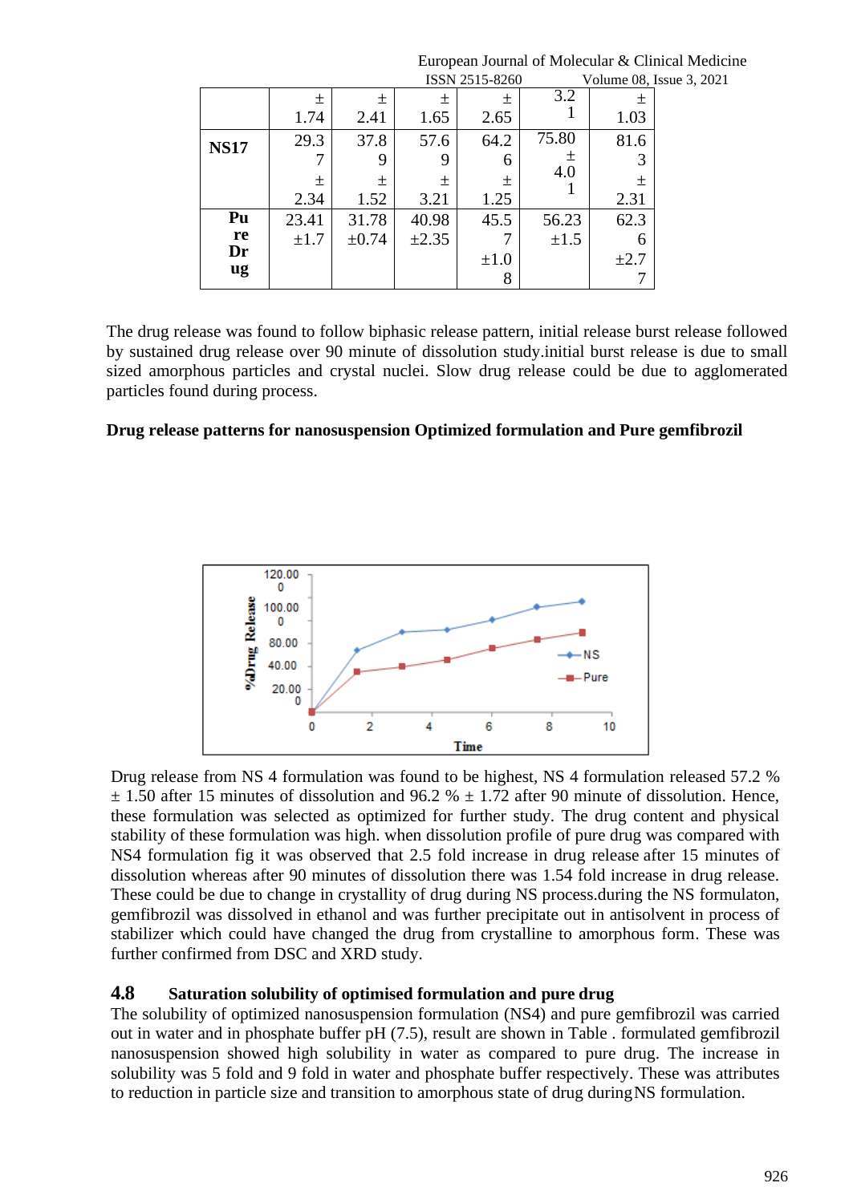|  | ± 1.74 | ± 2.41 | ± 1.65 | ± 2.65 | 3.21 | ± 1.03 |
|---|---|---|---|---|---|---|
| **NS17** | 29.37 ± 2.34 | 37.89 ± 1.52 | 57.69 ± 3.21 | 64.26 ± 1.25 | 75.80 ± 4.01 | 81.63 ± 2.31 |
| **Pure Drug** | 23.41 ±1.7 | 31.78 ±0.74 | 40.98 ±2.35 | 45.57 ±1.08 | 56.23 ±1.5 | 62.36 ±2.77 |

The drug release was found to follow biphasic release pattern, initial release burst release followed by sustained drug release over 90 minute of dissolution study.initial burst release is due to small sized amorphous particles and crystal nuclei. Slow drug release could be due to agglomerated particles found during process.

**Drug release patterns for nanosuspension Optimized formulation and Pure gemfibrozil**

Drug release from NS 4 formulation was found to be highest, NS 4 formulation released 57.2 % ± 1.50 after 15 minutes of dissolution and 96.2 % ± 1.72 after 90 minute of dissolution. Hence, these formulation was selected as optimized for further study. The drug content and physical stability of these formulation was high. when dissolution profile of pure drug was compared with NS4 formulation fig it was observed that 2.5 fold increase in drug release after 15 minutes of dissolution whereas after 90 minutes of dissolution there was 1.54 fold increase in drug release. These could be due to change in crystallity of drug during NS process.during the NS formulaton, gemfibrozil was dissolved in ethanol and was further precipitate out in antisolvent in process of stabilizer which could have changed the drug from crystalline to amorphous form. These was further confirmed from DSC and XRD study.

## 4.8 Saturation solubility of optimised formulation and pure drug

The solubility of optimized nanosuspension formulation (NS4) and pure gemfibrozil was carried out in water and in phosphate buffer pH (7.5), result are shown in Table . formulated gemfibrozil nanosuspension showed high solubility in water as compared to pure drug. The increase in solubility was 5 fold and 9 fold in water and phosphate buffer respectively. These was attributes to reduction in particle size and transition to amorphous state of drug during NS formulation.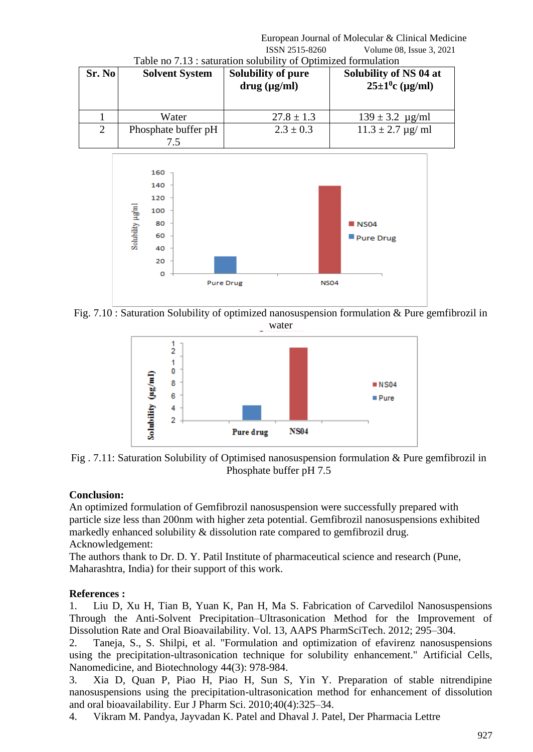Table no 7.13 : saturation solubility of Optimized formulation

| Sr. No | Solvent System | Solubility of pure drug (µg/ml) | Solubility of NS 04 at 25±1$^{0}$c (µg/ml) |
|---|---|---|---|
| 1 | Water | 27.8 ± 1.3 | 139 ± 3.2 µg/ml |
| 2 | Phosphate buffer pH 7.5 | 2.3 ± 0.3 | 11.3 ± 2.7 µg/ ml |

Fig. 7.10 : Saturation Solubility of optimized nanosuspension formulation & Pure gemfibrozil in water

Fig . 7.11: Saturation Solubility of Optimised nanosuspension formulation & Pure gemfibrozil in Phosphate buffer pH 7.5

**Conclusion:**

An optimized formulation of Gemfibrozil nanosuspension were successfully prepared with particle size less than 200nm with higher zeta potential. Gemfibrozil nanosuspensions exhibited markedly enhanced solubility & dissolution rate compared to gemfibrozil drug.

Acknowledgement:

The authors thank to Dr. D. Y. Patil Institute of pharmaceutical science and research (Pune, Maharashtra, India) for their support of this work.

**References :**

1. Liu D, Xu H, Tian B, Yuan K, Pan H, Ma S. Fabrication of Carvedilol Nanosuspensions Through the Anti-Solvent Precipitation–Ultrasonication Method for the Improvement of Dissolution Rate and Oral Bioavailability. Vol. 13, AAPS PharmSciTech. 2012; 295–304.
2. Taneja, S., S. Shilpi, et al. "Formulation and optimization of efavirenz nanosuspensions using the precipitation-ultrasonication technique for solubility enhancement." Artificial Cells, Nanomedicine, and Biotechnology 44(3): 978-984.
3. Xia D, Quan P, Piao H, Piao H, Sun S, Yin Y. Preparation of stable nitrendipine nanosuspensions using the precipitation-ultrasonication method for enhancement of dissolution and oral bioavailability. Eur J Pharm Sci. 2010;40(4):325–34.
4. Vikram M. Pandya, Jayvadan K. Patel and Dhaval J. Patel, Der Pharmacia Lettre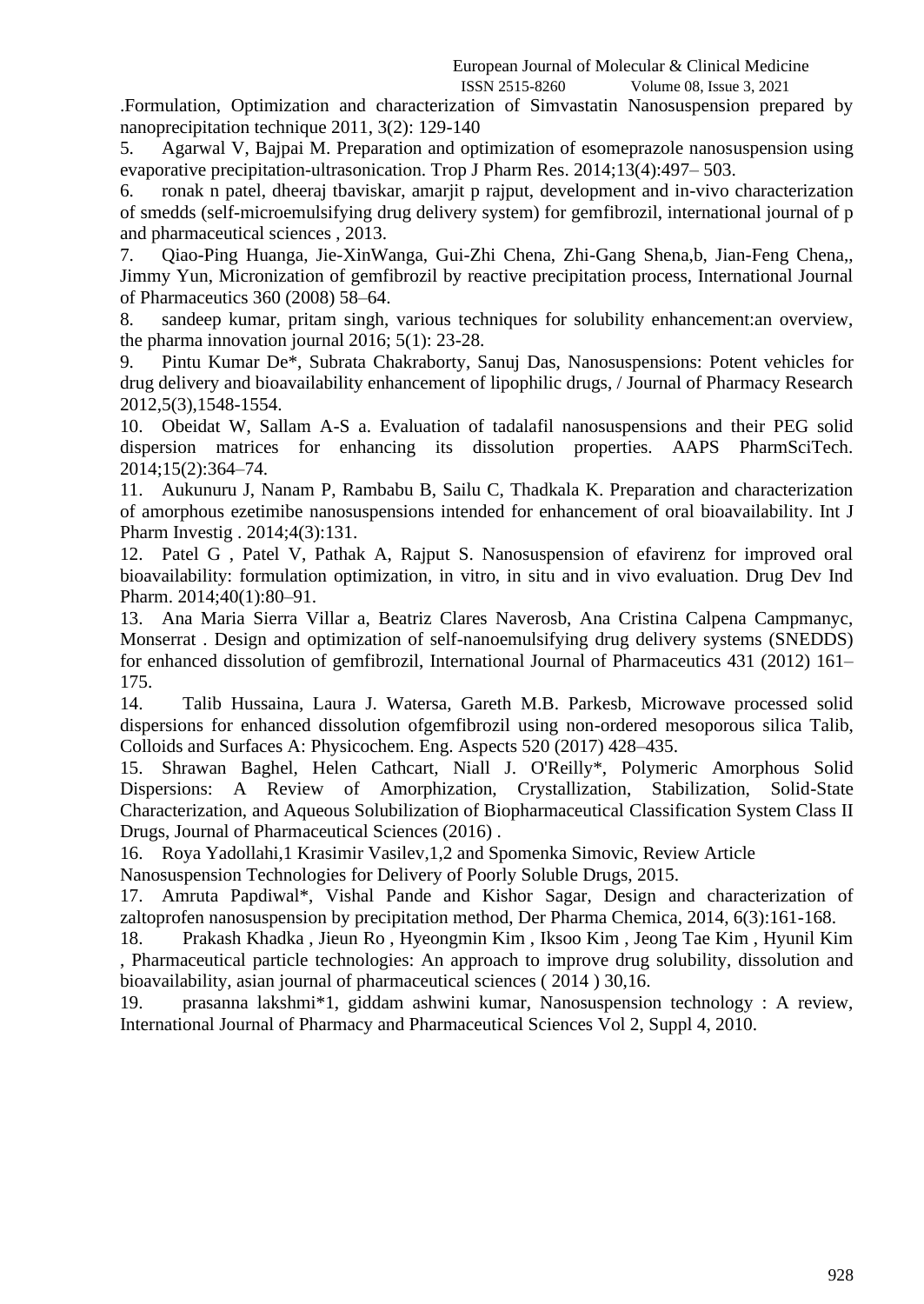.Formulation, Optimization and characterization of Simvastatin Nanosuspension prepared by nanoprecipitation technique 2011, 3(2): 129-140

5. Agarwal V, Bajpai M. Preparation and optimization of esomeprazole nanosuspension using evaporative precipitation-ultrasonication. Trop J Pharm Res. 2014;13(4):497– 503.
6. ronak n patel, dheeraj tbaviskar, amarjit p rajput, development and in-vivo characterization of smedds (self-microemulsifying drug delivery system) for gemfibrozil, international journal of p and pharmaceutical sciences , 2013.
7. Qiao-Ping Huanga, Jie-XinWanga, Gui-Zhi Chena, Zhi-Gang Shena,b, Jian-Feng Chena,, Jimmy Yun, Micronization of gemfibrozil by reactive precipitation process, International Journal of Pharmaceutics 360 (2008) 58–64.
8. sandeep kumar, pritam singh, various techniques for solubility enhancement:an overview, the pharma innovation journal 2016; 5(1): 23-28.
9. Pintu Kumar De*, Subrata Chakraborty, Sanuj Das, Nanosuspensions: Potent vehicles for drug delivery and bioavailability enhancement of lipophilic drugs, / Journal of Pharmacy Research 2012,5(3),1548-1554.
10. Obeidat W, Sallam A-S a. Evaluation of tadalafil nanosuspensions and their PEG solid dispersion matrices for enhancing its dissolution properties. AAPS PharmSciTech. 2014;15(2):364–74.
11. Aukunuru J, Nanam P, Rambabu B, Sailu C, Thadkala K. Preparation and characterization of amorphous ezetimibe nanosuspensions intended for enhancement of oral bioavailability. Int J Pharm Investig . 2014;4(3):131.
12. Patel G , Patel V, Pathak A, Rajput S. Nanosuspension of efavirenz for improved oral bioavailability: formulation optimization, in vitro, in situ and in vivo evaluation. Drug Dev Ind Pharm. 2014;40(1):80–91.
13. Ana Maria Sierra Villar a, Beatriz Clares Naverosb, Ana Cristina Calpena Campmanyc, Monserrat . Design and optimization of self-nanoemulsifying drug delivery systems (SNEDDS) for enhanced dissolution of gemfibrozil, International Journal of Pharmaceutics 431 (2012) 161–175.
14. Talib Hussaina, Laura J. Watersa, Gareth M.B. Parkesb, Microwave processed solid dispersions for enhanced dissolution ofgemfibrozil using non-ordered mesoporous silica Talib, Colloids and Surfaces A: Physicochem. Eng. Aspects 520 (2017) 428–435.
15. Shrawan Baghel, Helen Cathcart, Niall J. O'Reilly*, Polymeric Amorphous Solid Dispersions: A Review of Amorphization, Crystallization, Stabilization, Solid-State Characterization, and Aqueous Solubilization of Biopharmaceutical Classification System Class II Drugs, Journal of Pharmaceutical Sciences (2016) .
16. Roya Yadollahi,1 Krasimir Vasilev,1,2 and Spomenka Simovic, Review Article Nanosuspension Technologies for Delivery of Poorly Soluble Drugs, 2015.
17. Amruta Papdiwal*, Vishal Pande and Kishor Sagar, Design and characterization of zaltoprofen nanosuspension by precipitation method, Der Pharma Chemica, 2014, 6(3):161-168.
18. Prakash Khadka , Jieun Ro , Hyeongmin Kim , Iksoo Kim , Jeong Tae Kim , Hyunil Kim , Pharmaceutical particle technologies: An approach to improve drug solubility, dissolution and bioavailability, asian journal of pharmaceutical sciences ( 2014 ) 30,16.
19. prasanna lakshmi*1, giddam ashwini kumar, Nanosuspension technology : A review, International Journal of Pharmacy and Pharmaceutical Sciences Vol 2, Suppl 4, 2010.